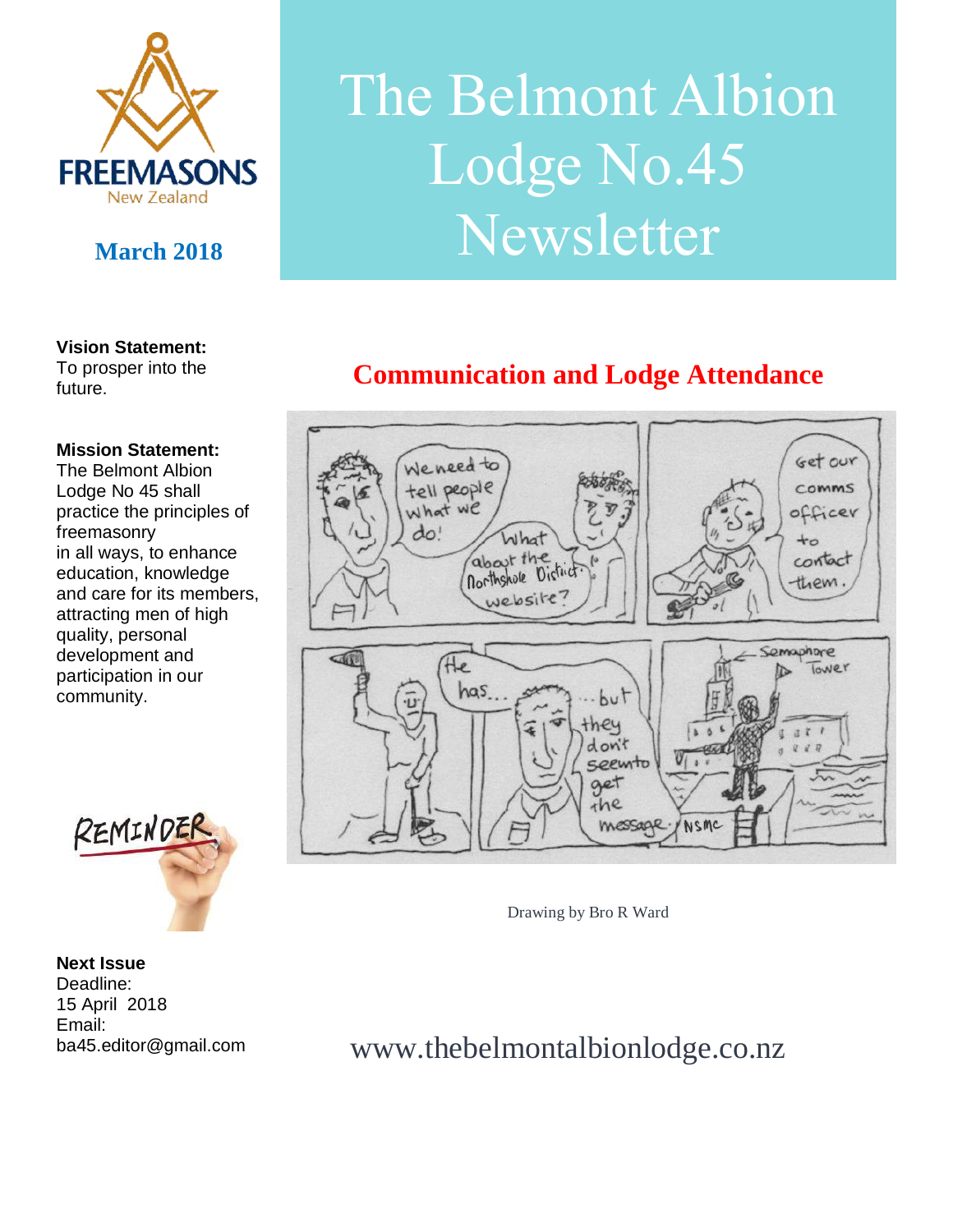# The Belmont Albion Lodge No.45 Newsletter

**March 2018**

**Vision Statement:**
To prosper into the future.

**Mission Statement:**
The Belmont Albion Lodge No 45 shall practice the principles of freemasonry in all ways, to enhance education, knowledge and care for its members, attracting men of high quality, personal development and participation in our community.

## Communication and Lodge Attendance

Drawing by Bro R Ward

**Next Issue**
Deadline:
15 April 2018
Email:
ba45.editor@gmail.com

www.thebelmontalbionlodge.co.nz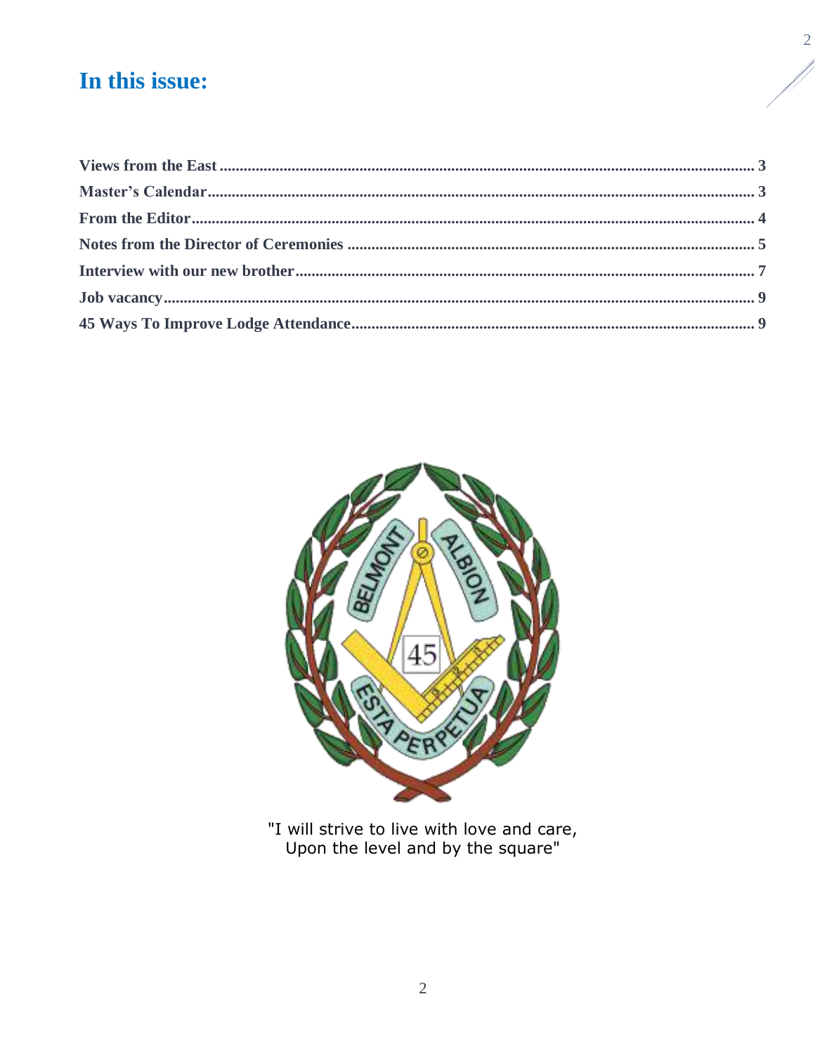# In this issue:

Views from the East ..... 3
Master's Calendar ..... 3
From the Editor ..... 4
Notes from the Director of Ceremonies ..... 5
Interview with our new brother ..... 7
Job vacancy ..... 9
45 Ways To Improve Lodge Attendance ..... 9

"I will strive to live with love and care,
Upon the level and by the square"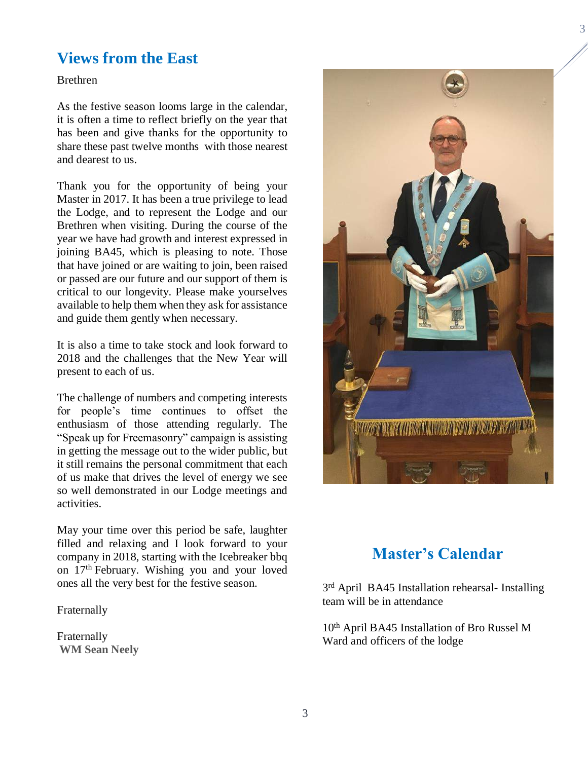## Views from the East

Brethren

As the festive season looms large in the calendar, it is often a time to reflect briefly on the year that has been and give thanks for the opportunity to share these past twelve months with those nearest and dearest to us.

Thank you for the opportunity of being your Master in 2017. It has been a true privilege to lead the Lodge, and to represent the Lodge and our Brethren when visiting. During the course of the year we have had growth and interest expressed in joining BA45, which is pleasing to note. Those that have joined or are waiting to join, been raised or passed are our future and our support of them is critical to our longevity. Please make yourselves available to help them when they ask for assistance and guide them gently when necessary.

It is also a time to take stock and look forward to 2018 and the challenges that the New Year will present to each of us.

The challenge of numbers and competing interests for people's time continues to offset the enthusiasm of those attending regularly. The "Speak up for Freemasonry" campaign is assisting in getting the message out to the wider public, but it still remains the personal commitment that each of us make that drives the level of energy we see so well demonstrated in our Lodge meetings and activities.

May your time over this period be safe, laughter filled and relaxing and I look forward to your company in 2018, starting with the Icebreaker bbq on 17th February. Wishing you and your loved ones all the very best for the festive season.

Fraternally

Fraternally
**WM Sean Neely**

## Master's Calendar

3rd April BA45 Installation rehearsal- Installing team will be in attendance

10th April BA45 Installation of Bro Russel M Ward and officers of the lodge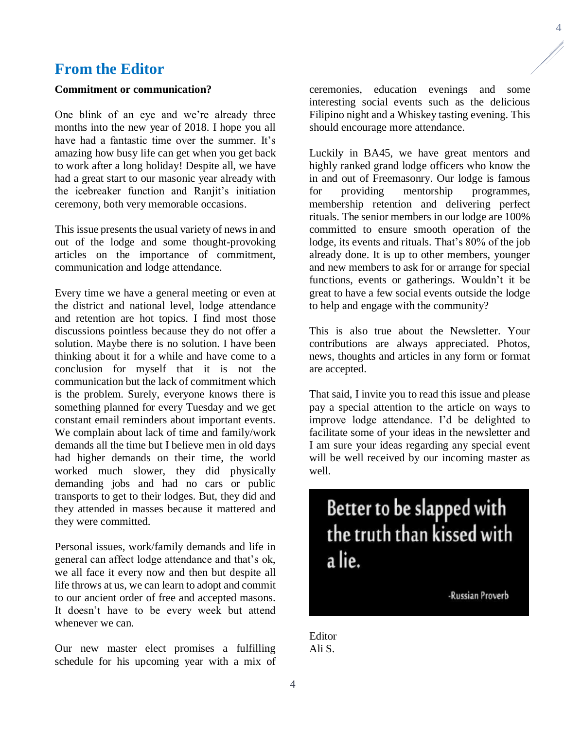## From the Editor

**Commitment or communication?**

One blink of an eye and we're already three months into the new year of 2018. I hope you all have had a fantastic time over the summer. It's amazing how busy life can get when you get back to work after a long holiday! Despite all, we have had a great start to our masonic year already with the icebreaker function and Ranjit's initiation ceremony, both very memorable occasions.

This issue presents the usual variety of news in and out of the lodge and some thought-provoking articles on the importance of commitment, communication and lodge attendance.

Every time we have a general meeting or even at the district and national level, lodge attendance and retention are hot topics. I find most those discussions pointless because they do not offer a solution. Maybe there is no solution. I have been thinking about it for a while and have come to a conclusion for myself that it is not the communication but the lack of commitment which is the problem. Surely, everyone knows there is something planned for every Tuesday and we get constant email reminders about important events. We complain about lack of time and family/work demands all the time but I believe men in old days had higher demands on their time, the world worked much slower, they did physically demanding jobs and had no cars or public transports to get to their lodges. But, they did and they attended in masses because it mattered and they were committed.

Personal issues, work/family demands and life in general can affect lodge attendance and that's ok, we all face it every now and then but despite all life throws at us, we can learn to adopt and commit to our ancient order of free and accepted masons. It doesn't have to be every week but attend whenever we can.

Our new master elect promises a fulfilling schedule for his upcoming year with a mix of ceremonies, education evenings and some interesting social events such as the delicious Filipino night and a Whiskey tasting evening. This should encourage more attendance.

Luckily in BA45, we have great mentors and highly ranked grand lodge officers who know the in and out of Freemasonry. Our lodge is famous for providing mentorship programmes, membership retention and delivering perfect rituals. The senior members in our lodge are 100% committed to ensure smooth operation of the lodge, its events and rituals. That's 80% of the job already done. It is up to other members, younger and new members to ask for or arrange for special functions, events or gatherings. Wouldn't it be great to have a few social events outside the lodge to help and engage with the community?

This is also true about the Newsletter. Your contributions are always appreciated. Photos, news, thoughts and articles in any form or format are accepted.

That said, I invite you to read this issue and please pay a special attention to the article on ways to improve lodge attendance. I'd be delighted to facilitate some of your ideas in the newsletter and I am sure your ideas regarding any special event will be well received by our incoming master as well.

> Better to be slapped with the truth than kissed with a lie.
>
> -Russian Proverb

Editor
Ali S.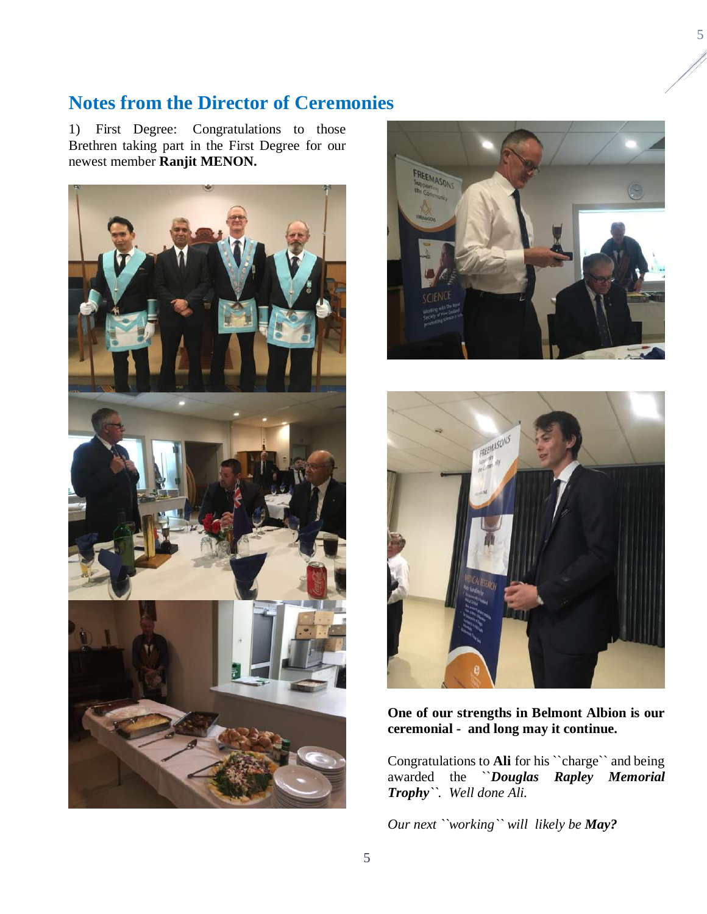## Notes from the Director of Ceremonies

1) First Degree: Congratulations to those Brethren taking part in the First Degree for our newest member **Ranjit MENON.**

**One of our strengths in Belmont Albion is our ceremonial - and long may it continue.**

Congratulations to **Ali** for his ``charge`` and being awarded the ***``Douglas Rapley Memorial Trophy``***. *Well done Ali.*

*Our next ``working`` will likely be **May?***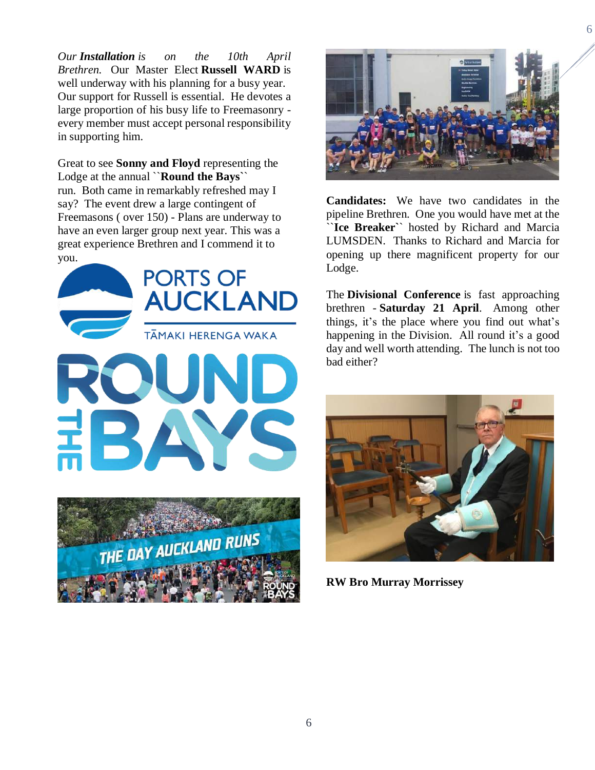*Our **Installation** is on the 10th April Brethren.* Our Master Elect **Russell WARD** is well underway with his planning for a busy year. Our support for Russell is essential. He devotes a large proportion of his busy life to Freemasonry - every member must accept personal responsibility in supporting him.

Great to see **Sonny and Floyd** representing the Lodge at the annual **``Round the Bays``** run. Both came in remarkably refreshed may I say? The event drew a large contingent of Freemasons ( over 150) - Plans are underway to have an even larger group next year. This was a great experience Brethren and I commend it to you.

**Candidates:** We have two candidates in the pipeline Brethren. One you would have met at the **``Ice Breaker``** hosted by Richard and Marcia LUMSDEN. Thanks to Richard and Marcia for opening up there magnificent property for our Lodge.

The **Divisional Conference** is fast approaching brethren - **Saturday 21 April**. Among other things, it's the place where you find out what's happening in the Division. All round it's a good day and well worth attending. The lunch is not too bad either?

**RW Bro Murray Morrissey**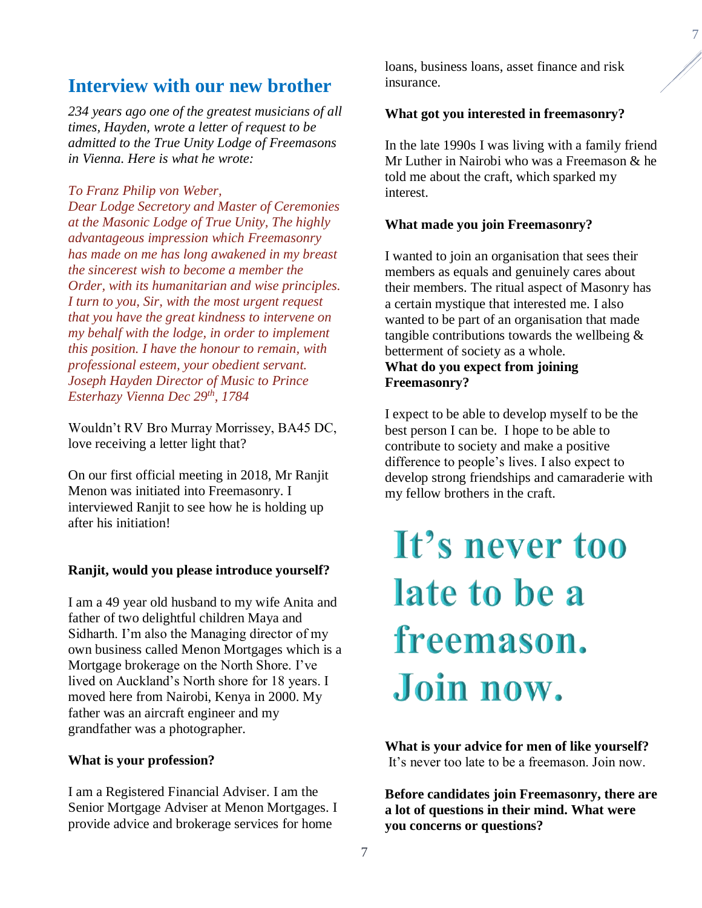## Interview with our new brother

*234 years ago one of the greatest musicians of all times, Hayden, wrote a letter of request to be admitted to the True Unity Lodge of Freemasons in Vienna. Here is what he wrote:*

*To Franz Philip von Weber,*
*Dear Lodge Secretory and Master of Ceremonies at the Masonic Lodge of True Unity, The highly advantageous impression which Freemasonry has made on me has long awakened in my breast the sincerest wish to become a member the Order, with its humanitarian and wise principles. I turn to you, Sir, with the most urgent request that you have the great kindness to intervene on my behalf with the lodge, in order to implement this position. I have the honour to remain, with professional esteem, your obedient servant. Joseph Hayden Director of Music to Prince Esterhazy Vienna Dec 29th, 1784*

Wouldn't RV Bro Murray Morrissey, BA45 DC, love receiving a letter light that?

On our first official meeting in 2018, Mr Ranjit Menon was initiated into Freemasonry. I interviewed Ranjit to see how he is holding up after his initiation!

**Ranjit, would you please introduce yourself?**

I am a 49 year old husband to my wife Anita and father of two delightful children Maya and Sidharth. I'm also the Managing director of my own business called Menon Mortgages which is a Mortgage brokerage on the North Shore. I've lived on Auckland's North shore for 18 years. I moved here from Nairobi, Kenya in 2000. My father was an aircraft engineer and my grandfather was a photographer.

**What is your profession?**

I am a Registered Financial Adviser. I am the Senior Mortgage Adviser at Menon Mortgages. I provide advice and brokerage services for home loans, business loans, asset finance and risk insurance.

**What got you interested in freemasonry?**

In the late 1990s I was living with a family friend Mr Luther in Nairobi who was a Freemason & he told me about the craft, which sparked my interest.

**What made you join Freemasonry?**

I wanted to join an organisation that sees their members as equals and genuinely cares about their members. The ritual aspect of Masonry has a certain mystique that interested me. I also wanted to be part of an organisation that made tangible contributions towards the wellbeing & betterment of society as a whole.

**What do you expect from joining Freemasonry?**

I expect to be able to develop myself to be the best person I can be. I hope to be able to contribute to society and make a positive difference to people's lives. I also expect to develop strong friendships and camaraderie with my fellow brothers in the craft.

# It's never too late to be a freemason. Join now.

**What is your advice for men of like yourself?**
It's never too late to be a freemason. Join now.

**Before candidates join Freemasonry, there are a lot of questions in their mind. What were you concerns or questions?**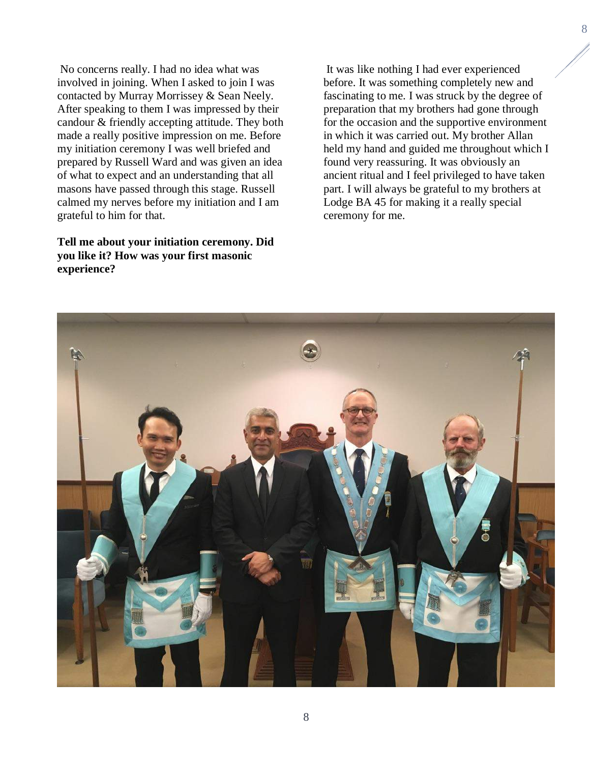No concerns really. I had no idea what was involved in joining. When I asked to join I was contacted by Murray Morrissey & Sean Neely. After speaking to them I was impressed by their candour & friendly accepting attitude. They both made a really positive impression on me. Before my initiation ceremony I was well briefed and prepared by Russell Ward and was given an idea of what to expect and an understanding that all masons have passed through this stage. Russell calmed my nerves before my initiation and I am grateful to him for that.

**Tell me about your initiation ceremony. Did you like it? How was your first masonic experience?**

It was like nothing I had ever experienced before. It was something completely new and fascinating to me. I was struck by the degree of preparation that my brothers had gone through for the occasion and the supportive environment in which it was carried out. My brother Allan held my hand and guided me throughout which I found very reassuring. It was obviously an ancient ritual and I feel privileged to have taken part. I will always be grateful to my brothers at Lodge BA 45 for making it a really special ceremony for me.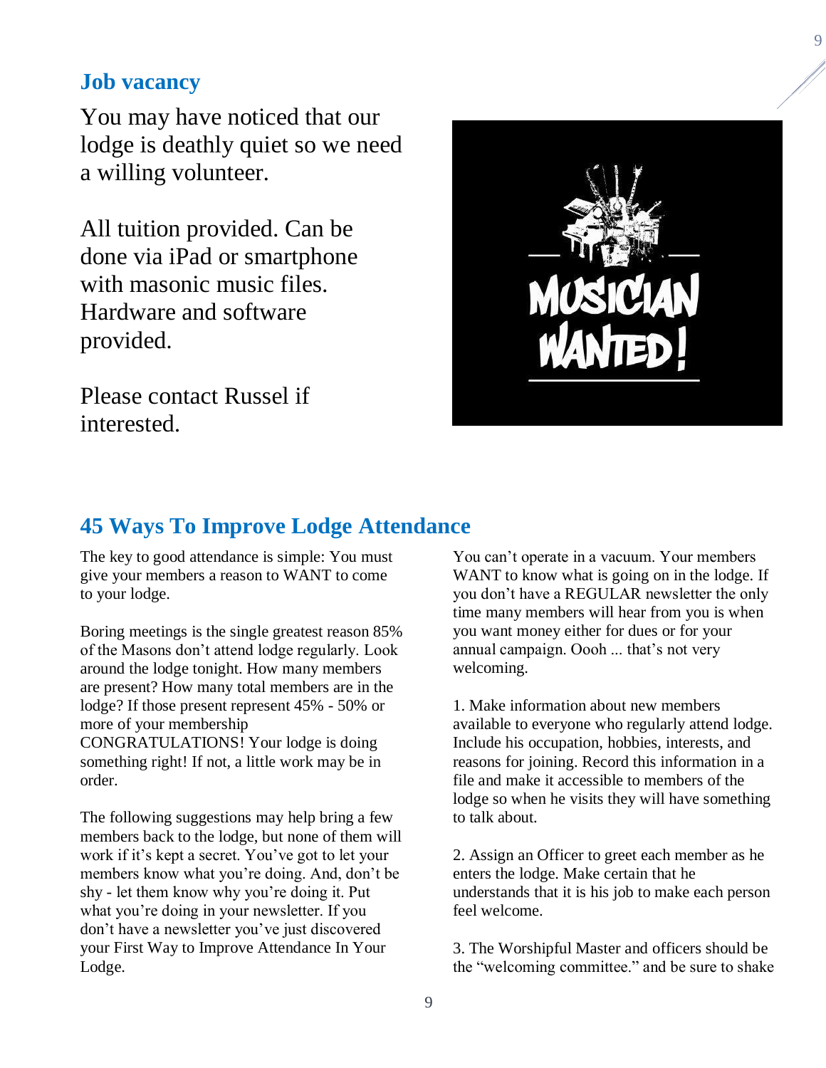## Job vacancy

You may have noticed that our lodge is deathly quiet so we need a willing volunteer.

All tuition provided. Can be done via iPad or smartphone with masonic music files. Hardware and software provided.

Please contact Russel if interested.

## 45 Ways To Improve Lodge Attendance

The key to good attendance is simple: You must give your members a reason to WANT to come to your lodge.

Boring meetings is the single greatest reason 85% of the Masons don't attend lodge regularly. Look around the lodge tonight. How many members are present? How many total members are in the lodge? If those present represent 45% - 50% or more of your membership CONGRATULATIONS! Your lodge is doing something right! If not, a little work may be in order.

The following suggestions may help bring a few members back to the lodge, but none of them will work if it's kept a secret. You've got to let your members know what you're doing. And, don't be shy - let them know why you're doing it. Put what you're doing in your newsletter. If you don't have a newsletter you've just discovered your First Way to Improve Attendance In Your Lodge.

You can't operate in a vacuum. Your members WANT to know what is going on in the lodge. If you don't have a REGULAR newsletter the only time many members will hear from you is when you want money either for dues or for your annual campaign. Oooh ... that's not very welcoming.

1. Make information about new members available to everyone who regularly attend lodge. Include his occupation, hobbies, interests, and reasons for joining. Record this information in a file and make it accessible to members of the lodge so when he visits they will have something to talk about.

2. Assign an Officer to greet each member as he enters the lodge. Make certain that he understands that it is his job to make each person feel welcome.

3. The Worshipful Master and officers should be the "welcoming committee." and be sure to shake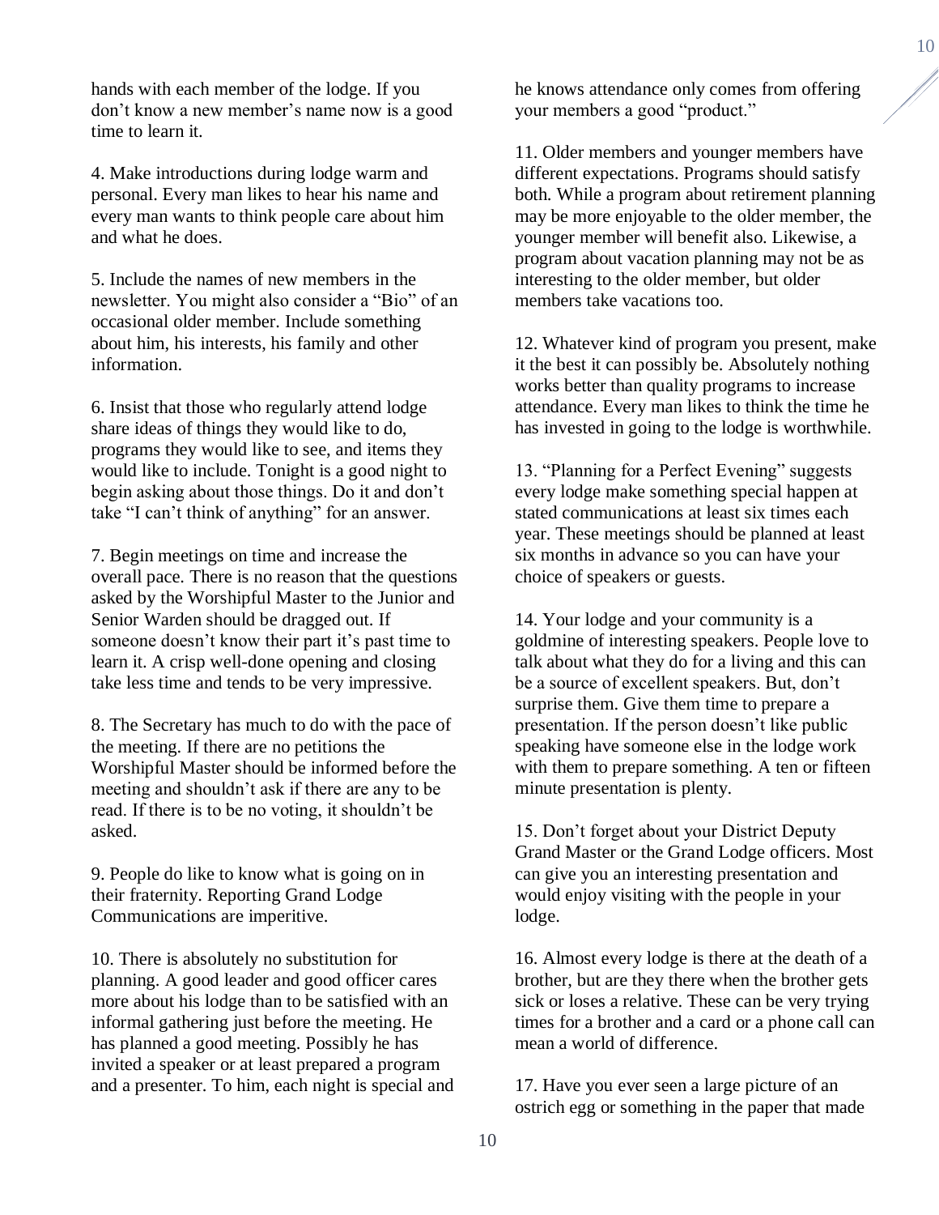hands with each member of the lodge. If you don't know a new member's name now is a good time to learn it.

4. Make introductions during lodge warm and personal. Every man likes to hear his name and every man wants to think people care about him and what he does.

5. Include the names of new members in the newsletter. You might also consider a "Bio" of an occasional older member. Include something about him, his interests, his family and other information.

6. Insist that those who regularly attend lodge share ideas of things they would like to do, programs they would like to see, and items they would like to include. Tonight is a good night to begin asking about those things. Do it and don't take "I can't think of anything" for an answer.

7. Begin meetings on time and increase the overall pace. There is no reason that the questions asked by the Worshipful Master to the Junior and Senior Warden should be dragged out. If someone doesn't know their part it's past time to learn it. A crisp well-done opening and closing take less time and tends to be very impressive.

8. The Secretary has much to do with the pace of the meeting. If there are no petitions the Worshipful Master should be informed before the meeting and shouldn't ask if there are any to be read. If there is to be no voting, it shouldn't be asked.

9. People do like to know what is going on in their fraternity. Reporting Grand Lodge Communications are imperitive.

10. There is absolutely no substitution for planning. A good leader and good officer cares more about his lodge than to be satisfied with an informal gathering just before the meeting. He has planned a good meeting. Possibly he has invited a speaker or at least prepared a program and a presenter. To him, each night is special and he knows attendance only comes from offering your members a good "product."

11. Older members and younger members have different expectations. Programs should satisfy both. While a program about retirement planning may be more enjoyable to the older member, the younger member will benefit also. Likewise, a program about vacation planning may not be as interesting to the older member, but older members take vacations too.

12. Whatever kind of program you present, make it the best it can possibly be. Absolutely nothing works better than quality programs to increase attendance. Every man likes to think the time he has invested in going to the lodge is worthwhile.

13. "Planning for a Perfect Evening" suggests every lodge make something special happen at stated communications at least six times each year. These meetings should be planned at least six months in advance so you can have your choice of speakers or guests.

14. Your lodge and your community is a goldmine of interesting speakers. People love to talk about what they do for a living and this can be a source of excellent speakers. But, don't surprise them. Give them time to prepare a presentation. If the person doesn't like public speaking have someone else in the lodge work with them to prepare something. A ten or fifteen minute presentation is plenty.

15. Don't forget about your District Deputy Grand Master or the Grand Lodge officers. Most can give you an interesting presentation and would enjoy visiting with the people in your lodge.

16. Almost every lodge is there at the death of a brother, but are they there when the brother gets sick or loses a relative. These can be very trying times for a brother and a card or a phone call can mean a world of difference.

17. Have you ever seen a large picture of an ostrich egg or something in the paper that made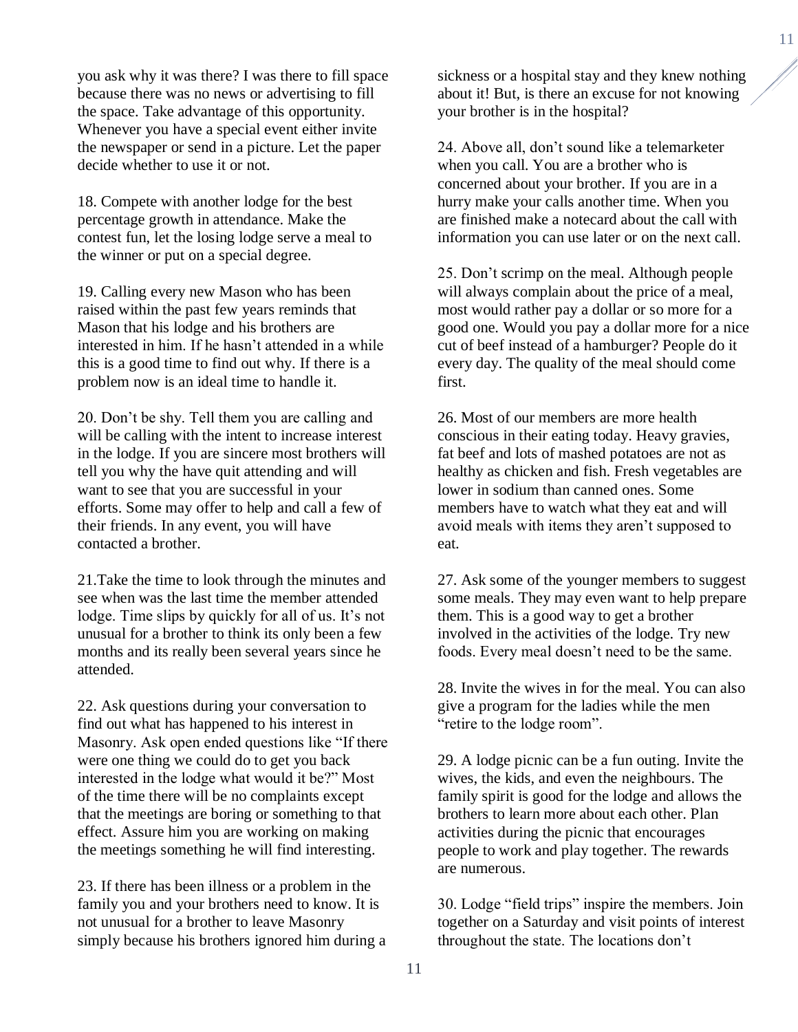you ask why it was there? I was there to fill space because there was no news or advertising to fill the space. Take advantage of this opportunity. Whenever you have a special event either invite the newspaper or send in a picture. Let the paper decide whether to use it or not.

18. Compete with another lodge for the best percentage growth in attendance. Make the contest fun, let the losing lodge serve a meal to the winner or put on a special degree.

19. Calling every new Mason who has been raised within the past few years reminds that Mason that his lodge and his brothers are interested in him. If he hasn't attended in a while this is a good time to find out why. If there is a problem now is an ideal time to handle it.

20. Don't be shy. Tell them you are calling and will be calling with the intent to increase interest in the lodge. If you are sincere most brothers will tell you why the have quit attending and will want to see that you are successful in your efforts. Some may offer to help and call a few of their friends. In any event, you will have contacted a brother.

21.Take the time to look through the minutes and see when was the last time the member attended lodge. Time slips by quickly for all of us. It's not unusual for a brother to think its only been a few months and its really been several years since he attended.

22. Ask questions during your conversation to find out what has happened to his interest in Masonry. Ask open ended questions like "If there were one thing we could do to get you back interested in the lodge what would it be?" Most of the time there will be no complaints except that the meetings are boring or something to that effect. Assure him you are working on making the meetings something he will find interesting.

23. If there has been illness or a problem in the family you and your brothers need to know. It is not unusual for a brother to leave Masonry simply because his brothers ignored him during a sickness or a hospital stay and they knew nothing about it! But, is there an excuse for not knowing your brother is in the hospital?

24. Above all, don't sound like a telemarketer when you call. You are a brother who is concerned about your brother. If you are in a hurry make your calls another time. When you are finished make a notecard about the call with information you can use later or on the next call.

25. Don't scrimp on the meal. Although people will always complain about the price of a meal, most would rather pay a dollar or so more for a good one. Would you pay a dollar more for a nice cut of beef instead of a hamburger? People do it every day. The quality of the meal should come first.

26. Most of our members are more health conscious in their eating today. Heavy gravies, fat beef and lots of mashed potatoes are not as healthy as chicken and fish. Fresh vegetables are lower in sodium than canned ones. Some members have to watch what they eat and will avoid meals with items they aren't supposed to eat.

27. Ask some of the younger members to suggest some meals. They may even want to help prepare them. This is a good way to get a brother involved in the activities of the lodge. Try new foods. Every meal doesn't need to be the same.

28. Invite the wives in for the meal. You can also give a program for the ladies while the men "retire to the lodge room".

29. A lodge picnic can be a fun outing. Invite the wives, the kids, and even the neighbours. The family spirit is good for the lodge and allows the brothers to learn more about each other. Plan activities during the picnic that encourages people to work and play together. The rewards are numerous.

30. Lodge "field trips" inspire the members. Join together on a Saturday and visit points of interest throughout the state. The locations don't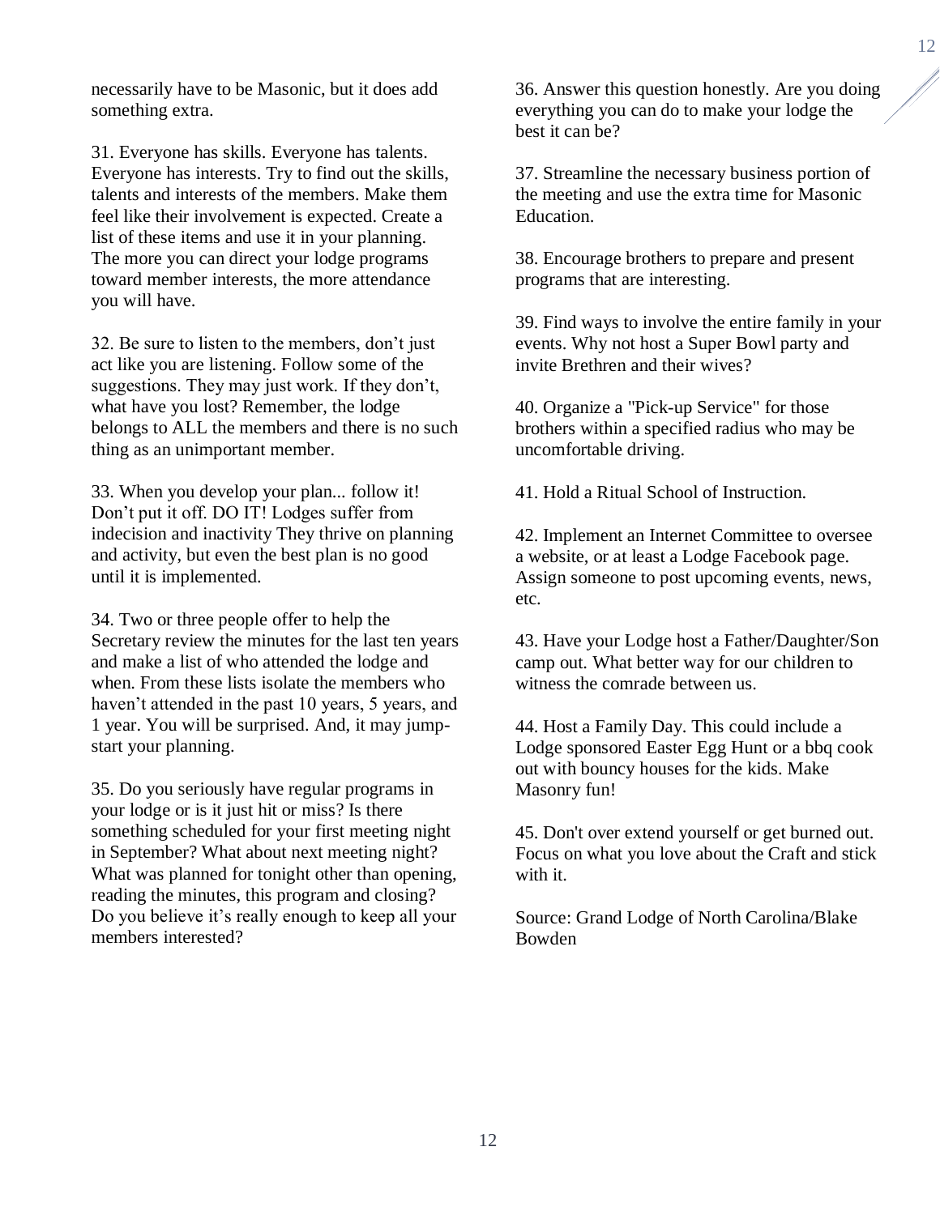necessarily have to be Masonic, but it does add something extra.

31. Everyone has skills. Everyone has talents. Everyone has interests. Try to find out the skills, talents and interests of the members. Make them feel like their involvement is expected. Create a list of these items and use it in your planning. The more you can direct your lodge programs toward member interests, the more attendance you will have.

32. Be sure to listen to the members, don't just act like you are listening. Follow some of the suggestions. They may just work. If they don't, what have you lost? Remember, the lodge belongs to ALL the members and there is no such thing as an unimportant member.

33. When you develop your plan... follow it! Don't put it off. DO IT! Lodges suffer from indecision and inactivity They thrive on planning and activity, but even the best plan is no good until it is implemented.

34. Two or three people offer to help the Secretary review the minutes for the last ten years and make a list of who attended the lodge and when. From these lists isolate the members who haven't attended in the past 10 years, 5 years, and 1 year. You will be surprised. And, it may jump-start your planning.

35. Do you seriously have regular programs in your lodge or is it just hit or miss? Is there something scheduled for your first meeting night in September? What about next meeting night? What was planned for tonight other than opening, reading the minutes, this program and closing? Do you believe it's really enough to keep all your members interested?

36. Answer this question honestly. Are you doing everything you can do to make your lodge the best it can be?

37. Streamline the necessary business portion of the meeting and use the extra time for Masonic Education.

38. Encourage brothers to prepare and present programs that are interesting.

39. Find ways to involve the entire family in your events. Why not host a Super Bowl party and invite Brethren and their wives?

40. Organize a "Pick-up Service" for those brothers within a specified radius who may be uncomfortable driving.

41. Hold a Ritual School of Instruction.

42. Implement an Internet Committee to oversee a website, or at least a Lodge Facebook page. Assign someone to post upcoming events, news, etc.

43. Have your Lodge host a Father/Daughter/Son camp out. What better way for our children to witness the comrade between us.

44. Host a Family Day. This could include a Lodge sponsored Easter Egg Hunt or a bbq cook out with bouncy houses for the kids. Make Masonry fun!

45. Don't over extend yourself or get burned out. Focus on what you love about the Craft and stick with it.

Source: Grand Lodge of North Carolina/Blake Bowden